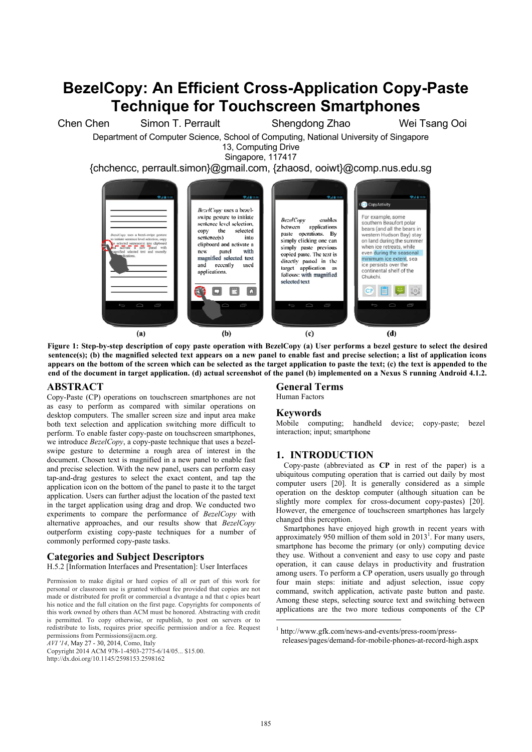# BezelCopy: An Efficient Cross-Application Copy-Paste Technique for Touchscreen Smartphones

Chen Chen Simon T. Perrault Shengdong Zhao Wei Tsang Ooi

Department of Computer Science, School of Computing, National University of Singapore
13, Computing Drive
Singapore, 117417
{chchencc, perrault.simon}@gmail.com, {zhaosd, ooiwt}@comp.nus.edu.sg

(a) (b) (c) (d)

**Figure 1: Step-by-step description of copy paste operation with BezelCopy (a) User performs a bezel gesture to select the desired sentence(s); (b) the magnified selected text appears on a new panel to enable fast and precise selection; a list of application icons appears on the bottom of the screen which can be selected as the target application to paste the text; (c) the text is appended to the end of the document in target application. (d) actual screenshot of the panel (b) implemented on a Nexus S running Android 4.1.2.**

## ABSTRACT

Copy-Paste (CP) operations on touchscreen smartphones are not as easy to perform as compared with similar operations on desktop computers. The smaller screen size and input area make both text selection and application switching more difficult to perform. To enable faster copy-paste on touchscreen smartphones, we introduce *BezelCopy*, a copy-paste technique that uses a bezel-swipe gesture to determine a rough area of interest in the document. Chosen text is magnified in a new panel to enable fast and precise selection. With the new panel, users can perform easy tap-and-drag gestures to select the exact content, and tap the application icon on the bottom of the panel to paste it to the target application. Users can further adjust the location of the pasted text in the target application using drag and drop. We conducted two experiments to compare the performance of *BezelCopy* with alternative approaches, and our results show that *BezelCopy* outperform existing copy-paste techniques for a number of commonly performed copy-paste tasks.

## Categories and Subject Descriptors

H.5.2 [Information Interfaces and Presentation]: User Interfaces

Permission to make digital or hard copies of all or part of this work for personal or classroom use is granted without fee provided that copies are not made or distributed for profit or commercial a dvantage a nd that c opies beart his notice and the full citation on the first page. Copyrights for components of this work owned by others than ACM must be honored. Abstracting with credit is permitted. To copy otherwise, or republish, to post on servers or to redistribute to lists, requires prior specific permission and/or a fee. Request permissions from Permissions@acm.org.
*AVI '14*, May 27 - 30, 2014, Como, Italy
Copyright 2014 ACM 978-1-4503-2775-6/14/05... $15.00.
http://dx.doi.org/10.1145/2598153.2598162

## General Terms

Human Factors

## Keywords

Mobile computing; handheld device; copy-paste; bezel interaction; input; smartphone

## 1. INTRODUCTION

Copy-paste (abbreviated as **CP** in rest of the paper) is a ubiquitous computing operation that is carried out daily by most computer users [20]. It is generally considered as a simple operation on the desktop computer (although situation can be slightly more complex for cross-document copy-pastes) [20]. However, the emergence of touchscreen smartphones has largely changed this perception.

Smartphones have enjoyed high growth in recent years with approximately 950 million of them sold in 2013[1]. For many users, smartphone has become the primary (or only) computing device they use. Without a convenient and easy to use copy and paste operation, it can cause delays in productivity and frustration among users. To perform a CP operation, users usually go through four main steps: initiate and adjust selection, issue copy command, switch application, activate paste button and paste. Among these steps, selecting source text and switching between applications are the two more tedious components of the CP

[1] http://www.gfk.com/news-and-events/press-room/press-releases/pages/demand-for-mobile-phones-at-record-high.aspx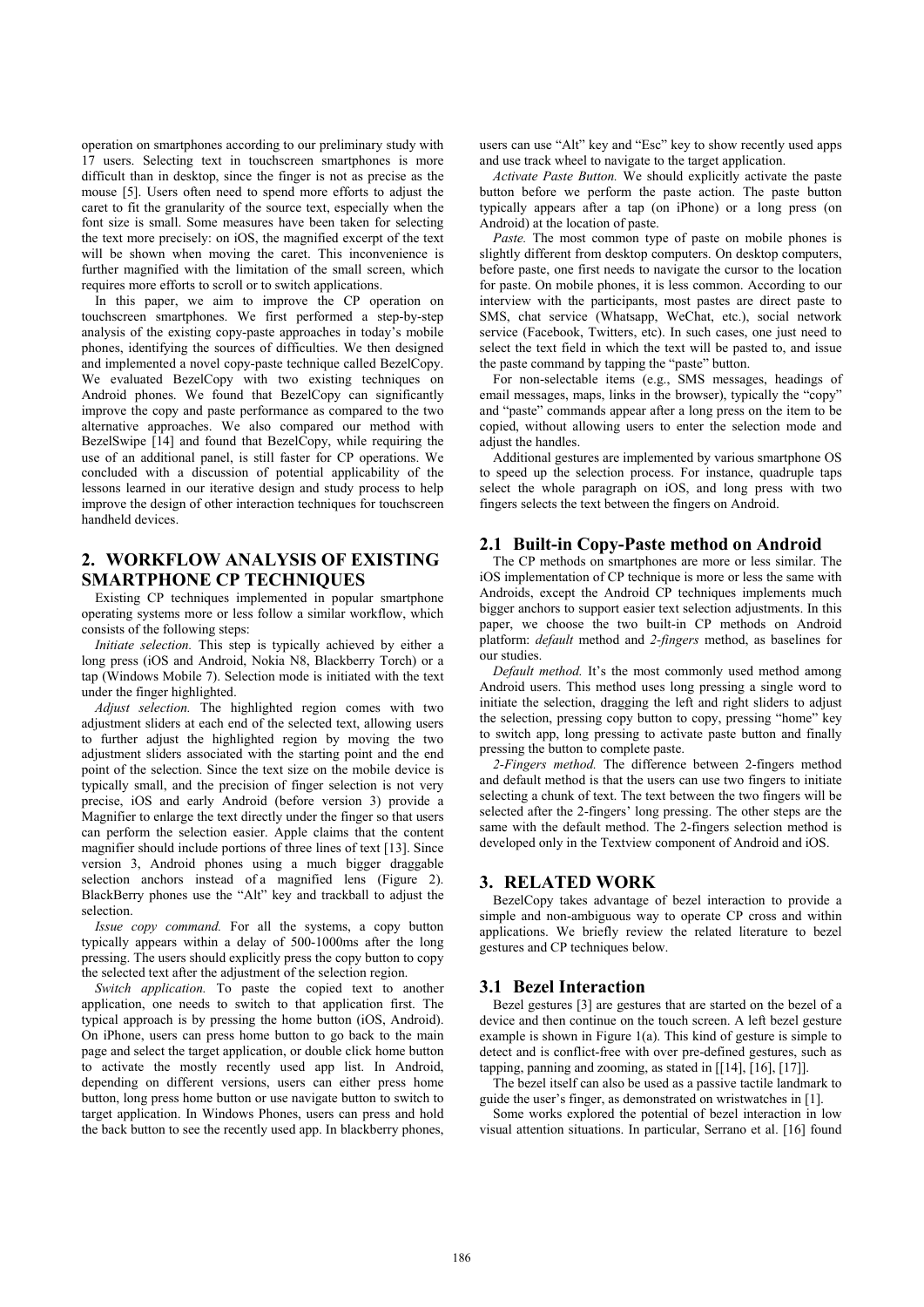operation on smartphones according to our preliminary study with 17 users. Selecting text in touchscreen smartphones is more difficult than in desktop, since the finger is not as precise as the mouse [5]. Users often need to spend more efforts to adjust the caret to fit the granularity of the source text, especially when the font size is small. Some measures have been taken for selecting the text more precisely: on iOS, the magnified excerpt of the text will be shown when moving the caret. This inconvenience is further magnified with the limitation of the small screen, which requires more efforts to scroll or to switch applications.

In this paper, we aim to improve the CP operation on touchscreen smartphones. We first performed a step-by-step analysis of the existing copy-paste approaches in today's mobile phones, identifying the sources of difficulties. We then designed and implemented a novel copy-paste technique called BezelCopy. We evaluated BezelCopy with two existing techniques on Android phones. We found that BezelCopy can significantly improve the copy and paste performance as compared to the two alternative approaches. We also compared our method with BezelSwipe [14] and found that BezelCopy, while requiring the use of an additional panel, is still faster for CP operations. We concluded with a discussion of potential applicability of the lessons learned in our iterative design and study process to help improve the design of other interaction techniques for touchscreen handheld devices.

## 2. WORKFLOW ANALYSIS OF EXISTING SMARTPHONE CP TECHNIQUES

Existing CP techniques implemented in popular smartphone operating systems more or less follow a similar workflow, which consists of the following steps:

*Initiate selection.* This step is typically achieved by either a long press (iOS and Android, Nokia N8, Blackberry Torch) or a tap (Windows Mobile 7). Selection mode is initiated with the text under the finger highlighted.

*Adjust selection.* The highlighted region comes with two adjustment sliders at each end of the selected text, allowing users to further adjust the highlighted region by moving the two adjustment sliders associated with the starting point and the end point of the selection. Since the text size on the mobile device is typically small, and the precision of finger selection is not very precise, iOS and early Android (before version 3) provide a Magnifier to enlarge the text directly under the finger so that users can perform the selection easier. Apple claims that the content magnifier should include portions of three lines of text [13]. Since version 3, Android phones using a much bigger draggable selection anchors instead of a magnified lens (Figure 2). BlackBerry phones use the "Alt" key and trackball to adjust the selection.

*Issue copy command.* For all the systems, a copy button typically appears within a delay of 500-1000ms after the long pressing. The users should explicitly press the copy button to copy the selected text after the adjustment of the selection region.

*Switch application.* To paste the copied text to another application, one needs to switch to that application first. The typical approach is by pressing the home button (iOS, Android). On iPhone, users can press home button to go back to the main page and select the target application, or double click home button to activate the mostly recently used app list. In Android, depending on different versions, users can either press home button, long press home button or use navigate button to switch to target application. In Windows Phones, users can press and hold the back button to see the recently used app. In blackberry phones, users can use "Alt" key and "Esc" key to show recently used apps and use track wheel to navigate to the target application.

*Activate Paste Button.* We should explicitly activate the paste button before we perform the paste action. The paste button typically appears after a tap (on iPhone) or a long press (on Android) at the location of paste.

*Paste.* The most common type of paste on mobile phones is slightly different from desktop computers. On desktop computers, before paste, one first needs to navigate the cursor to the location for paste. On mobile phones, it is less common. According to our interview with the participants, most pastes are direct paste to SMS, chat service (Whatsapp, WeChat, etc.), social network service (Facebook, Twitters, etc). In such cases, one just need to select the text field in which the text will be pasted to, and issue the paste command by tapping the "paste" button.

For non-selectable items (e.g., SMS messages, headings of email messages, maps, links in the browser), typically the "copy" and "paste" commands appear after a long press on the item to be copied, without allowing users to enter the selection mode and adjust the handles.

Additional gestures are implemented by various smartphone OS to speed up the selection process. For instance, quadruple taps select the whole paragraph on iOS, and long press with two fingers selects the text between the fingers on Android.

### 2.1 Built-in Copy-Paste method on Android

The CP methods on smartphones are more or less similar. The iOS implementation of CP technique is more or less the same with Androids, except the Android CP techniques implements much bigger anchors to support easier text selection adjustments. In this paper, we choose the two built-in CP methods on Android platform: *default* method and *2-fingers* method, as baselines for our studies.

*Default method.* It's the most commonly used method among Android users. This method uses long pressing a single word to initiate the selection, dragging the left and right sliders to adjust the selection, pressing copy button to copy, pressing "home" key to switch app, long pressing to activate paste button and finally pressing the button to complete paste.

*2-Fingers method.* The difference between 2-fingers method and default method is that the users can use two fingers to initiate selecting a chunk of text. The text between the two fingers will be selected after the 2-fingers' long pressing. The other steps are the same with the default method. The 2-fingers selection method is developed only in the Textview component of Android and iOS.

## 3. RELATED WORK

BezelCopy takes advantage of bezel interaction to provide a simple and non-ambiguous way to operate CP cross and within applications. We briefly review the related literature to bezel gestures and CP techniques below.

### 3.1 Bezel Interaction

Bezel gestures [3] are gestures that are started on the bezel of a device and then continue on the touch screen. A left bezel gesture example is shown in Figure 1(a). This kind of gesture is simple to detect and is conflict-free with over pre-defined gestures, such as tapping, panning and zooming, as stated in [[14], [16], [17]].

The bezel itself can also be used as a passive tactile landmark to guide the user's finger, as demonstrated on wristwatches in [1].

Some works explored the potential of bezel interaction in low visual attention situations. In particular, Serrano et al. [16] found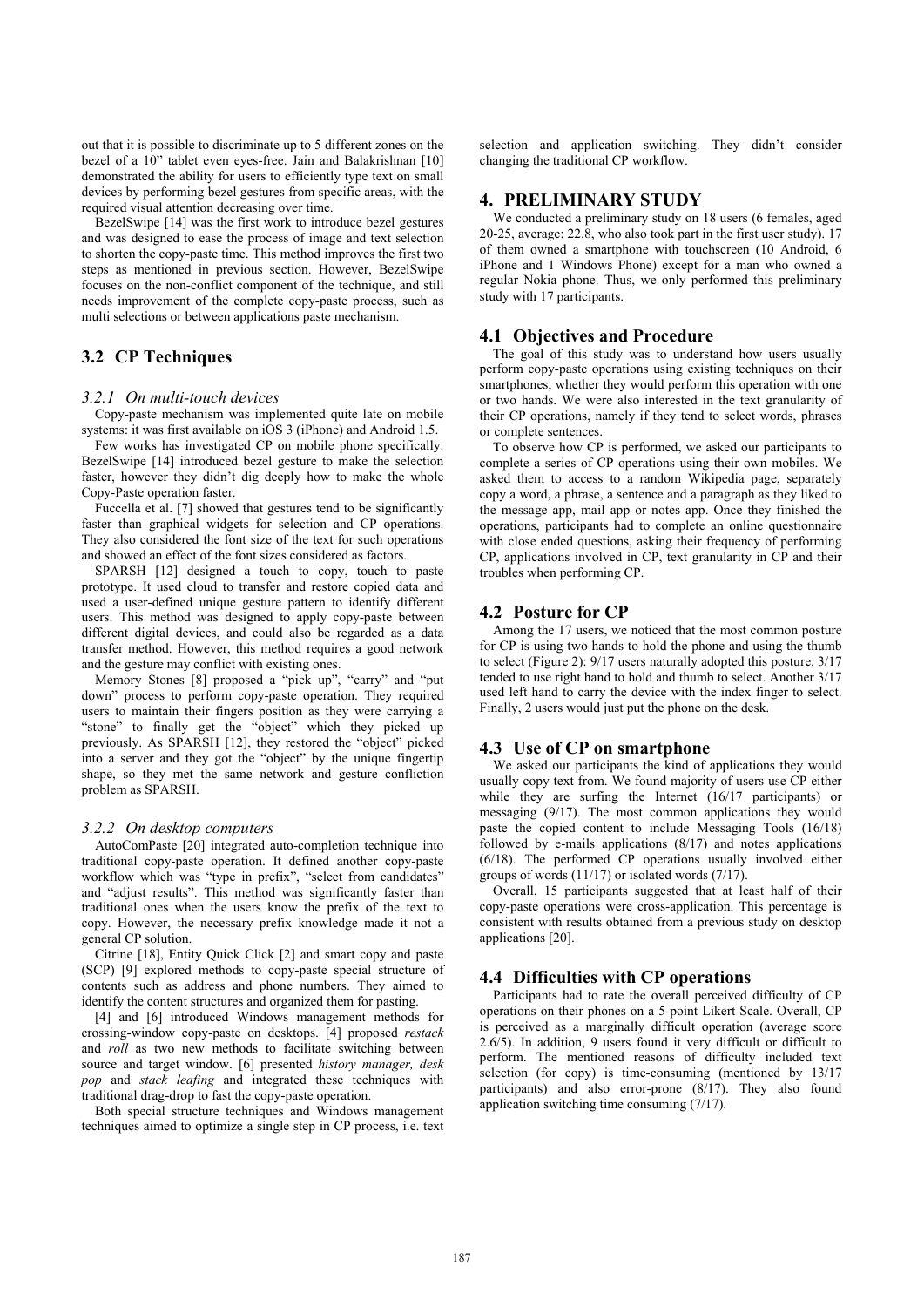out that it is possible to discriminate up to 5 different zones on the bezel of a 10" tablet even eyes-free. Jain and Balakrishnan [10] demonstrated the ability for users to efficiently type text on small devices by performing bezel gestures from specific areas, with the required visual attention decreasing over time.

BezelSwipe [14] was the first work to introduce bezel gestures and was designed to ease the process of image and text selection to shorten the copy-paste time. This method improves the first two steps as mentioned in previous section. However, BezelSwipe focuses on the non-conflict component of the technique, and still needs improvement of the complete copy-paste process, such as multi selections or between applications paste mechanism.

## 3.2 CP Techniques

### *3.2.1 On multi-touch devices*

Copy-paste mechanism was implemented quite late on mobile systems: it was first available on iOS 3 (iPhone) and Android 1.5.

Few works has investigated CP on mobile phone specifically. BezelSwipe [14] introduced bezel gesture to make the selection faster, however they didn't dig deeply how to make the whole Copy-Paste operation faster.

Fuccella et al. [7] showed that gestures tend to be significantly faster than graphical widgets for selection and CP operations. They also considered the font size of the text for such operations and showed an effect of the font sizes considered as factors.

SPARSH [12] designed a touch to copy, touch to paste prototype. It used cloud to transfer and restore copied data and used a user-defined unique gesture pattern to identify different users. This method was designed to apply copy-paste between different digital devices, and could also be regarded as a data transfer method. However, this method requires a good network and the gesture may conflict with existing ones.

Memory Stones [8] proposed a "pick up", "carry" and "put down" process to perform copy-paste operation. They required users to maintain their fingers position as they were carrying a "stone" to finally get the "object" which they picked up previously. As SPARSH [12], they restored the "object" picked into a server and they got the "object" by the unique fingertip shape, so they met the same network and gesture confliction problem as SPARSH.

### *3.2.2 On desktop computers*

AutoComPaste [20] integrated auto-completion technique into traditional copy-paste operation. It defined another copy-paste workflow which was "type in prefix", "select from candidates" and "adjust results". This method was significantly faster than traditional ones when the users know the prefix of the text to copy. However, the necessary prefix knowledge made it not a general CP solution.

Citrine [18], Entity Quick Click [2] and smart copy and paste (SCP) [9] explored methods to copy-paste special structure of contents such as address and phone numbers. They aimed to identify the content structures and organized them for pasting.

[4] and [6] introduced Windows management methods for crossing-window copy-paste on desktops. [4] proposed *restack* and *roll* as two new methods to facilitate switching between source and target window. [6] presented *history manager, desk pop* and *stack leafing* and integrated these techniques with traditional drag-drop to fast the copy-paste operation.

Both special structure techniques and Windows management techniques aimed to optimize a single step in CP process, i.e. text selection and application switching. They didn't consider changing the traditional CP workflow.

# 4. PRELIMINARY STUDY

We conducted a preliminary study on 18 users (6 females, aged 20-25, average: 22.8, who also took part in the first user study). 17 of them owned a smartphone with touchscreen (10 Android, 6 iPhone and 1 Windows Phone) except for a man who owned a regular Nokia phone. Thus, we only performed this preliminary study with 17 participants.

## 4.1 Objectives and Procedure

The goal of this study was to understand how users usually perform copy-paste operations using existing techniques on their smartphones, whether they would perform this operation with one or two hands. We were also interested in the text granularity of their CP operations, namely if they tend to select words, phrases or complete sentences.

To observe how CP is performed, we asked our participants to complete a series of CP operations using their own mobiles. We asked them to access to a random Wikipedia page, separately copy a word, a phrase, a sentence and a paragraph as they liked to the message app, mail app or notes app. Once they finished the operations, participants had to complete an online questionnaire with close ended questions, asking their frequency of performing CP, applications involved in CP, text granularity in CP and their troubles when performing CP.

## 4.2 Posture for CP

Among the 17 users, we noticed that the most common posture for CP is using two hands to hold the phone and using the thumb to select (Figure 2): 9/17 users naturally adopted this posture. 3/17 tended to use right hand to hold and thumb to select. Another 3/17 used left hand to carry the device with the index finger to select. Finally, 2 users would just put the phone on the desk.

## 4.3 Use of CP on smartphone

We asked our participants the kind of applications they would usually copy text from. We found majority of users use CP either while they are surfing the Internet (16/17 participants) or messaging (9/17). The most common applications they would paste the copied content to include Messaging Tools (16/18) followed by e-mails applications (8/17) and notes applications (6/18). The performed CP operations usually involved either groups of words (11/17) or isolated words (7/17).

Overall, 15 participants suggested that at least half of their copy-paste operations were cross-application. This percentage is consistent with results obtained from a previous study on desktop applications [20].

## 4.4 Difficulties with CP operations

Participants had to rate the overall perceived difficulty of CP operations on their phones on a 5-point Likert Scale. Overall, CP is perceived as a marginally difficult operation (average score 2.6/5). In addition, 9 users found it very difficult or difficult to perform. The mentioned reasons of difficulty included text selection (for copy) is time-consuming (mentioned by 13/17 participants) and also error-prone (8/17). They also found application switching time consuming (7/17).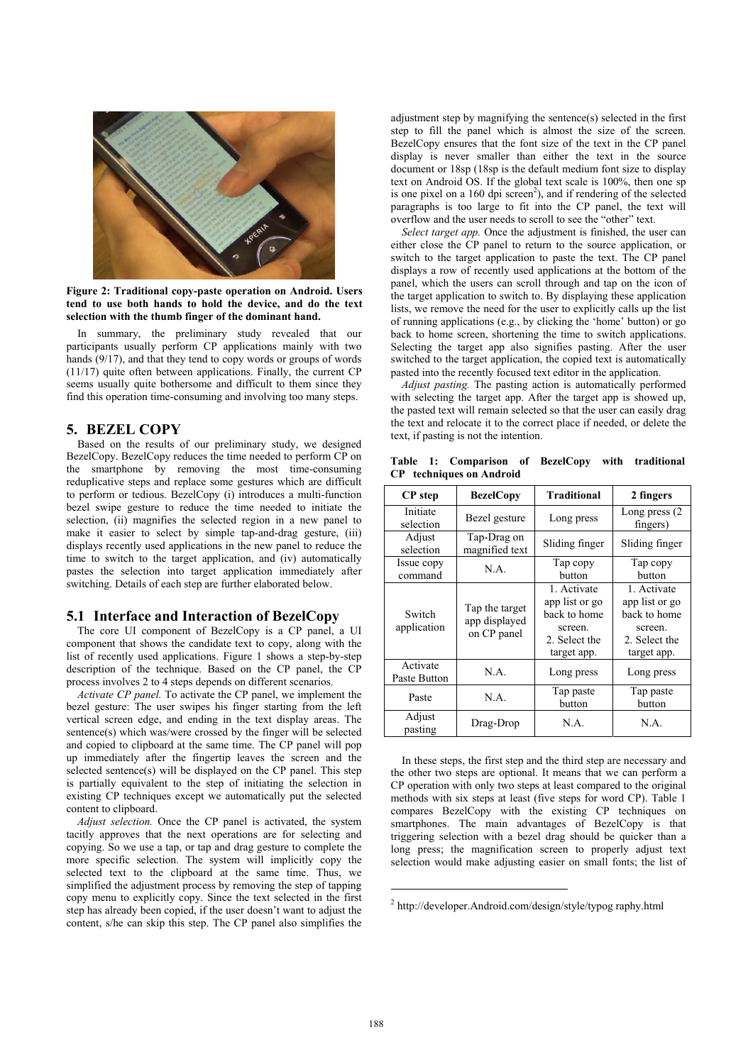Figure 2: Traditional copy-paste operation on Android. Users tend to use both hands to hold the device, and do the text selection with the thumb finger of the dominant hand.

In summary, the preliminary study revealed that our participants usually perform CP applications mainly with two hands (9/17), and that they tend to copy words or groups of words (11/17) quite often between applications. Finally, the current CP seems usually quite bothersome and difficult to them since they find this operation time-consuming and involving too many steps.

## 5. BEZEL COPY

Based on the results of our preliminary study, we designed BezelCopy. BezelCopy reduces the time needed to perform CP on the smartphone by removing the most time-consuming reduplicative steps and replace some gestures which are difficult to perform or tedious. BezelCopy (i) introduces a multi-function bezel swipe gesture to reduce the time needed to initiate the selection, (ii) magnifies the selected region in a new panel to make it easier to select by simple tap-and-drag gesture, (iii) displays recently used applications in the new panel to reduce the time to switch to the target application, and (iv) automatically pastes the selection into target application immediately after switching. Details of each step are further elaborated below.

### 5.1 Interface and Interaction of BezelCopy

The core UI component of BezelCopy is a CP panel, a UI component that shows the candidate text to copy, along with the list of recently used applications. Figure 1 shows a step-by-step description of the technique. Based on the CP panel, the CP process involves 2 to 4 steps depends on different scenarios.

*Activate CP panel.* To activate the CP panel, we implement the bezel gesture: The user swipes his finger starting from the left vertical screen edge, and ending in the text display areas. The sentence(s) which was/were crossed by the finger will be selected and copied to clipboard at the same time. The CP panel will pop up immediately after the fingertip leaves the screen and the selected sentence(s) will be displayed on the CP panel. This step is partially equivalent to the step of initiating the selection in existing CP techniques except we automatically put the selected content to clipboard.

*Adjust selection.* Once the CP panel is activated, the system tacitly approves that the next operations are for selecting and copying. So we use a tap, or tap and drag gesture to complete the more specific selection. The system will implicitly copy the selected text to the clipboard at the same time. Thus, we simplified the adjustment process by removing the step of tapping copy menu to explicitly copy. Since the text selected in the first step has already been copied, if the user doesn't want to adjust the content, s/he can skip this step. The CP panel also simplifies the adjustment step by magnifying the sentence(s) selected in the first step to fill the panel which is almost the size of the screen. BezelCopy ensures that the font size of the text in the CP panel display is never smaller than either the text in the source document or 18sp (18sp is the default medium font size to display text on Android OS. If the global text scale is 100%, then one sp is one pixel on a 160 dpi screen[2]), and if rendering of the selected paragraphs is too large to fit into the CP panel, the text will overflow and the user needs to scroll to see the "other" text.

*Select target app.* Once the adjustment is finished, the user can either close the CP panel to return to the source application, or switch to the target application to paste the text. The CP panel displays a row of recently used applications at the bottom of the panel, which the users can scroll through and tap on the icon of the target application to switch to. By displaying these application lists, we remove the need for the user to explicitly calls up the list of running applications (e.g., by clicking the 'home' button) or go back to home screen, shortening the time to switch applications. Selecting the target app also signifies pasting. After the user switched to the target application, the copied text is automatically pasted into the recently focused text editor in the application.

*Adjust pasting.* The pasting action is automatically performed with selecting the target app. After the target app is showed up, the pasted text will remain selected so that the user can easily drag the text and relocate it to the correct place if needed, or delete the text, if pasting is not the intention.

**Table 1: Comparison of BezelCopy with traditional CP techniques on Android**

| CP step | BezelCopy | Traditional | 2 fingers |
|---|---|---|---|
| Initiate selection | Bezel gesture | Long press | Long press (2 fingers) |
| Adjust selection | Tap-Drag on magnified text | Sliding finger | Sliding finger |
| Issue copy command | N.A. | Tap copy button | Tap copy button |
| Switch application | Tap the target app displayed on CP panel | 1. Activate app list or go back to home screen. 2. Select the target app. | 1. Activate app list or go back to home screen. 2. Select the target app. |
| Activate Paste Button | N.A. | Long press | Long press |
| Paste | N.A. | Tap paste button | Tap paste button |
| Adjust pasting | Drag-Drop | N.A. | N.A. |

In these steps, the first step and the third step are necessary and the other two steps are optional. It means that we can perform a CP operation with only two steps at least compared to the original methods with six steps at least (five steps for word CP). Table 1 compares BezelCopy with the existing CP techniques on smartphones. The main advantages of BezelCopy is that triggering selection with a bezel drag should be quicker than a long press; the magnification screen to properly adjust text selection would make adjusting easier on small fonts; the list of

[2] http://developer.Android.com/design/style/typog raphy.html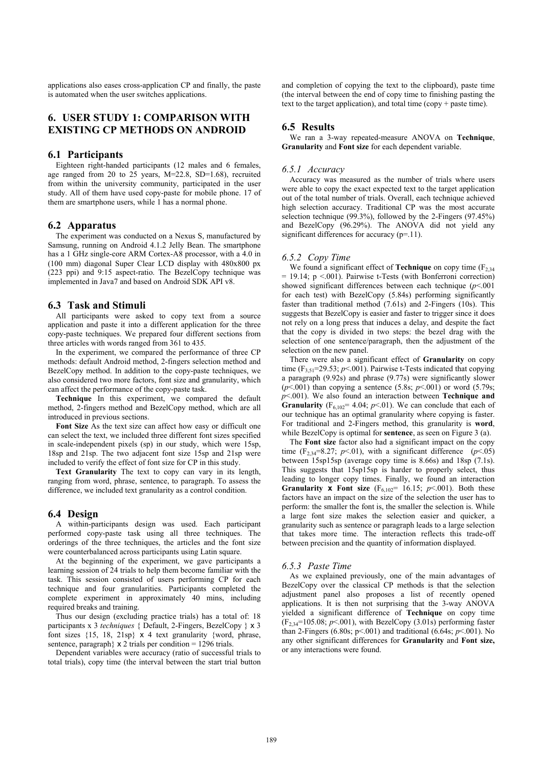applications also eases cross-application CP and finally, the paste is automated when the user switches applications.

# 6. USER STUDY 1: COMPARISON WITH EXISTING CP METHODS ON ANDROID

## 6.1 Participants

Eighteen right-handed participants (12 males and 6 females, age ranged from 20 to 25 years, M=22.8, SD=1.68), recruited from within the university community, participated in the user study. All of them have used copy-paste for mobile phone. 17 of them are smartphone users, while 1 has a normal phone.

## 6.2 Apparatus

The experiment was conducted on a Nexus S, manufactured by Samsung, running on Android 4.1.2 Jelly Bean. The smartphone has a 1 GHz single-core ARM Cortex-A8 processor, with a 4.0 in (100 mm) diagonal Super Clear LCD display with 480x800 px (223 ppi) and 9:15 aspect-ratio. The BezelCopy technique was implemented in Java7 and based on Android SDK API v8.

## 6.3 Task and Stimuli

All participants were asked to copy text from a source application and paste it into a different application for the three copy-paste techniques. We prepared four different sections from three articles with words ranged from 361 to 435.

In the experiment, we compared the performance of three CP methods: default Android method, 2-fingers selection method and BezelCopy method. In addition to the copy-paste techniques, we also considered two more factors, font size and granularity, which can affect the performance of the copy-paste task.

**Technique** In this experiment, we compared the default method, 2-fingers method and BezelCopy method, which are all introduced in previous sections.

**Font Size** As the text size can affect how easy or difficult one can select the text, we included three different font sizes specified in scale-independent pixels (sp) in our study, which were 15sp, 18sp and 21sp. The two adjacent font size 15sp and 21sp were included to verify the effect of font size for CP in this study.

**Text Granularity** The text to copy can vary in its length, ranging from word, phrase, sentence, to paragraph. To assess the difference, we included text granularity as a control condition.

## 6.4 Design

A within-participants design was used. Each participant performed copy-paste task using all three techniques. The orderings of the three techniques, the articles and the font size were counterbalanced across participants using Latin square.

At the beginning of the experiment, we gave participants a learning session of 24 trials to help them become familiar with the task. This session consisted of users performing CP for each technique and four granularities. Participants completed the complete experiment in approximately 40 mins, including required breaks and training.

Thus our design (excluding practice trials) has a total of: 18 participants x 3 *techniques* { Default, 2-Fingers, BezelCopy } x 3 font sizes {15, 18, 21sp} x 4 text granularity {word, phrase, sentence, paragraph} x 2 trials per condition = 1296 trials.

Dependent variables were accuracy (ratio of successful trials to total trials), copy time (the interval between the start trial button and completion of copying the text to the clipboard), paste time (the interval between the end of copy time to finishing pasting the text to the target application), and total time (copy + paste time).

## 6.5 Results

We ran a 3-way repeated-measure ANOVA on **Technique**, **Granularity** and **Font size** for each dependent variable.

### 6.5.1 Accuracy

Accuracy was measured as the number of trials where users were able to copy the exact expected text to the target application out of the total number of trials. Overall, each technique achieved high selection accuracy. Traditional CP was the most accurate selection technique (99.3%), followed by the 2-Fingers (97.45%) and BezelCopy (96.29%). The ANOVA did not yield any significant differences for accuracy (p=.11).

### 6.5.2 Copy Time

We found a significant effect of **Technique** on copy time ($F_{2,34} = 19.14$; $p < .001$). Pairwise t-Tests (with Bonferroni correction) showed significant differences between each technique ($p<.001$ for each test) with BezelCopy (5.84s) performing significantly faster than traditional method (7.61s) and 2-Fingers (10s). This suggests that BezelCopy is easier and faster to trigger since it does not rely on a long press that induces a delay, and despite the fact that the copy is divided in two steps: the bezel drag with the selection of one sentence/paragraph, then the adjustment of the selection on the new panel.

There were also a significant effect of **Granularity** on copy time ($F_{3,51}$=29.53; $p<.001$). Pairwise t-Tests indicated that copying a paragraph (9.92s) and phrase (9.77s) were significantly slower ($p<.001$) than copying a sentence (5.8s; $p<.001$) or word (5.79s; $p<.001$). We also found an interaction between **Technique and Granularity** ($F_{6,102}$= 4.04; $p<.01$). We can conclude that each of our technique has an optimal granularity where copying is faster. For traditional and 2-Fingers method, this granularity is **word**, while BezelCopy is optimal for **sentence**, as seen on Figure 3 (a).

The **Font size** factor also had a significant impact on the copy time ($F_{2,34}$=8.27; $p<.01$), with a significant difference ($p<.05$) between 15sp15sp (average copy time is 8.66s) and 18sp (7.1s). This suggests that 15sp15sp is harder to properly select, thus leading to longer copy times. Finally, we found an interaction **Granularity x Font size** ($F_{6,102}$= 16.15; $p<.001$). Both these factors have an impact on the size of the selection the user has to perform: the smaller the font is, the smaller the selection is. While a large font size makes the selection easier and quicker, a granularity such as sentence or paragraph leads to a large selection that takes more time. The interaction reflects this trade-off between precision and the quantity of information displayed.

### 6.5.3 Paste Time

As we explained previously, one of the main advantages of BezelCopy over the classical CP methods is that the selection adjustment panel also proposes a list of recently opened applications. It is then not surprising that the 3-way ANOVA yielded a significant difference of **Technique** on copy time ($F_{2,34}$=105.08; $p<.001$), with BezelCopy (3.01s) performing faster than 2-Fingers (6.80s; p<.001) and traditional (6.64s; $p<.001$). No any other significant differences for **Granularity** and **Font size,** or any interactions were found.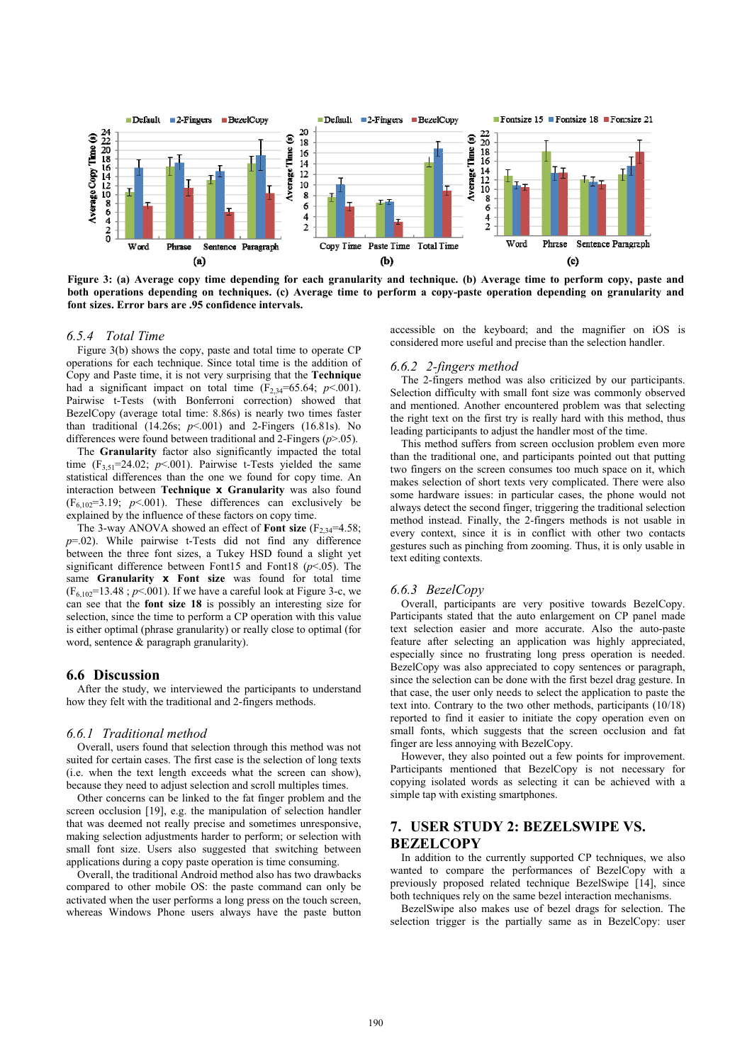Default 2-Fingers BezelCopy

Average Copy Time (s)

24 22 20 18 16 14 12 10 8 6 4 2 0

Word Phrase Sentence Paragraph

(a)

Default 2-Fingers BezelCopy

Average Time (s)

20 18 16 14 12 10 8 6 4 2

Copy Time Paste Time Total Time

(b)

Fontsize 15 Fontsize 18 Fontsize 21

Average Time (s)

22 20 18 16 14 12 10 8 6 4 2

Word Phrase Sentence Paragraph

(c)

**Figure 3: (a) Average copy time depending for each granularity and technique. (b) Average time to perform copy, paste and both operations depending on techniques. (c) Average time to perform a copy-paste operation depending on granularity and font sizes. Error bars are .95 confidence intervals.**

### 6.5.4 *Total Time*

Figure 3(b) shows the copy, paste and total time to operate CP operations for each technique. Since total time is the addition of Copy and Paste time, it is not very surprising that the **Technique** had a significant impact on total time ($F_{2,34}$=65.64; $p$<.001). Pairwise t-Tests (with Bonferroni correction) showed that BezelCopy (average total time: 8.86s) is nearly two times faster than traditional (14.26s; $p$<.001) and 2-Fingers (16.81s). No differences were found between traditional and 2-Fingers ($p$>.05).

The **Granularity** factor also significantly impacted the total time ($F_{3,51}$=24.02; $p$<.001). Pairwise t-Tests yielded the same statistical differences than the one we found for copy time. An interaction between **Technique x Granularity** was also found ($F_{6,102}$=3.19; $p$<.001). These differences can exclusively be explained by the influence of these factors on copy time.

The 3-way ANOVA showed an effect of **Font size** ($F_{2,34}$=4.58; $p$=.02). While pairwise t-Tests did not find any difference between the three font sizes, a Tukey HSD found a slight yet significant difference between Font15 and Font18 ($p$<.05). The same **Granularity x Font size** was found for total time ($F_{6,102}$=13.48 ; $p$<.001). If we have a careful look at Figure 3-c, we can see that the **font size 18** is possibly an interesting size for selection, since the time to perform a CP operation with this value is either optimal (phrase granularity) or really close to optimal (for word, sentence & paragraph granularity).

## 6.6 Discussion

After the study, we interviewed the participants to understand how they felt with the traditional and 2-fingers methods.

### 6.6.1 *Traditional method*

Overall, users found that selection through this method was not suited for certain cases. The first case is the selection of long texts (i.e. when the text length exceeds what the screen can show), because they need to adjust selection and scroll multiples times.

Other concerns can be linked to the fat finger problem and the screen occlusion [19], e.g. the manipulation of selection handler that was deemed not really precise and sometimes unresponsive, making selection adjustments harder to perform; or selection with small font size. Users also suggested that switching between applications during a copy paste operation is time consuming.

Overall, the traditional Android method also has two drawbacks compared to other mobile OS: the paste command can only be activated when the user performs a long press on the touch screen, whereas Windows Phone users always have the paste button accessible on the keyboard; and the magnifier on iOS is considered more useful and precise than the selection handler.

### 6.6.2 *2-fingers method*

The 2-fingers method was also criticized by our participants. Selection difficulty with small font size was commonly observed and mentioned. Another encountered problem was that selecting the right text on the first try is really hard with this method, thus leading participants to adjust the handler most of the time.

This method suffers from screen occlusion problem even more than the traditional one, and participants pointed out that putting two fingers on the screen consumes too much space on it, which makes selection of short texts very complicated. There were also some hardware issues: in particular cases, the phone would not always detect the second finger, triggering the traditional selection method instead. Finally, the 2-fingers methods is not usable in every context, since it is in conflict with other two contacts gestures such as pinching from zooming. Thus, it is only usable in text editing contexts.

### 6.6.3 *BezelCopy*

Overall, participants are very positive towards BezelCopy. Participants stated that the auto enlargement on CP panel made text selection easier and more accurate. Also the auto-paste feature after selecting an application was highly appreciated, especially since no frustrating long press operation is needed. BezelCopy was also appreciated to copy sentences or paragraph, since the selection can be done with the first bezel drag gesture. In that case, the user only needs to select the application to paste the text into. Contrary to the two other methods, participants (10/18) reported to find it easier to initiate the copy operation even on small fonts, which suggests that the screen occlusion and fat finger are less annoying with BezelCopy.

However, they also pointed out a few points for improvement. Participants mentioned that BezelCopy is not necessary for copying isolated words as selecting it can be achieved with a simple tap with existing smartphones.

## 7. USER STUDY 2: BEZELSWIPE VS. BEZELCOPY

In addition to the currently supported CP techniques, we also wanted to compare the performances of BezelCopy with a previously proposed related technique BezelSwipe [14], since both techniques rely on the same bezel interaction mechanisms.

BezelSwipe also makes use of bezel drags for selection. The selection trigger is the partially same as in BezelCopy: user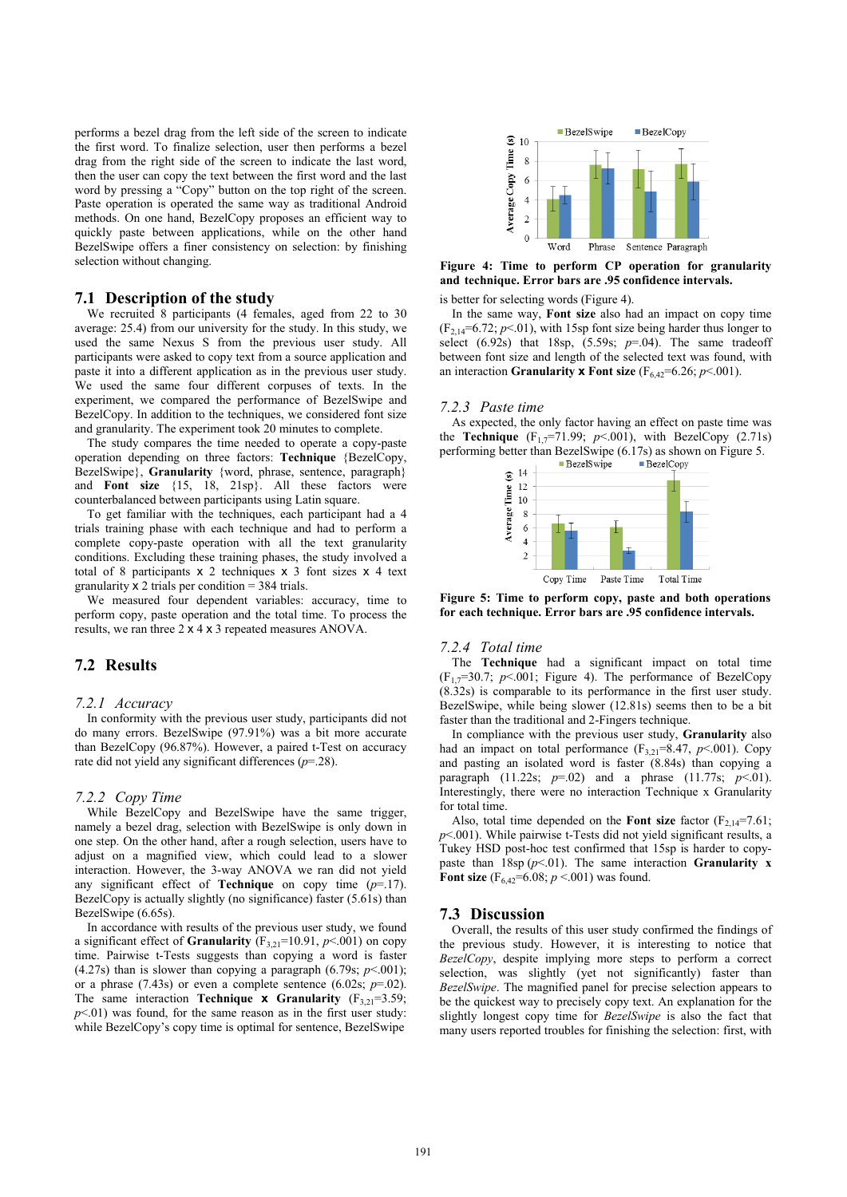performs a bezel drag from the left side of the screen to indicate the first word. To finalize selection, user then performs a bezel drag from the right side of the screen to indicate the last word, then the user can copy the text between the first word and the last word by pressing a "Copy" button on the top right of the screen. Paste operation is operated the same way as traditional Android methods. On one hand, BezelCopy proposes an efficient way to quickly paste between applications, while on the other hand BezelSwipe offers a finer consistency on selection: by finishing selection without changing.

## 7.1 Description of the study

We recruited 8 participants (4 females, aged from 22 to 30 average: 25.4) from our university for the study. In this study, we used the same Nexus S from the previous user study. All participants were asked to copy text from a source application and paste it into a different application as in the previous user study. We used the same four different corpuses of texts. In the experiment, we compared the performance of BezelSwipe and BezelCopy. In addition to the techniques, we considered font size and granularity. The experiment took 20 minutes to complete.

The study compares the time needed to operate a copy-paste operation depending on three factors: **Technique** {BezelCopy, BezelSwipe}, **Granularity** {word, phrase, sentence, paragraph} and **Font size** {15, 18, 21sp}. All these factors were counterbalanced between participants using Latin square.

To get familiar with the techniques, each participant had a 4 trials training phase with each technique and had to perform a complete copy-paste operation with all the text granularity conditions. Excluding these training phases, the study involved a total of 8 participants x 2 techniques x 3 font sizes x 4 text granularity x 2 trials per condition = 384 trials.

We measured four dependent variables: accuracy, time to perform copy, paste operation and the total time. To process the results, we ran three 2 x 4 x 3 repeated measures ANOVA.

## 7.2 Results

### 7.2.1 Accuracy

In conformity with the previous user study, participants did not do many errors. BezelSwipe (97.91%) was a bit more accurate than BezelCopy (96.87%). However, a paired t-Test on accuracy rate did not yield any significant differences ($p$=.28).

### 7.2.2 Copy Time

While BezelCopy and BezelSwipe have the same trigger, namely a bezel drag, selection with BezelSwipe is only down in one step. On the other hand, after a rough selection, users have to adjust on a magnified view, which could lead to a slower interaction. However, the 3-way ANOVA we ran did not yield any significant effect of **Technique** on copy time ($p$=.17). BezelCopy is actually slightly (no significance) faster (5.61s) than BezelSwipe (6.65s).

In accordance with results of the previous user study, we found a significant effect of **Granularity** ($F_{3,21}$=10.91, $p$<.001) on copy time. Pairwise t-Tests suggests than copying a word is faster (4.27s) than is slower than copying a paragraph (6.79s; $p$<.001); or a phrase (7.43s) or even a complete sentence (6.02s; $p$=.02). The same interaction **Technique x Granularity** ($F_{3,21}$=3.59; $p$<.01) was found, for the same reason as in the first user study: while BezelCopy's copy time is optimal for sentence, BezelSwipe is better for selecting words (Figure 4).

BezelSwipe
BezelCopy
Average Copy Time (s)
10
8
6
4
2
0
Word Phrase Sentence Paragraph

**Figure 4: Time to perform CP operation for granularity and technique. Error bars are .95 confidence intervals.**

In the same way, **Font size** also had an impact on copy time ($F_{2,14}$=6.72; $p$<.01), with 15sp font size being harder thus longer to select (6.92s) that 18sp, (5.59s; $p$=.04). The same tradeoff between font size and length of the selected text was found, with an interaction **Granularity x Font size** ($F_{6,42}$=6.26; $p$<.001).

### 7.2.3 Paste time

As expected, the only factor having an effect on paste time was the **Technique** ($F_{1,7}$=71.99; $p$<.001), with BezelCopy (2.71s) performing better than BezelSwipe (6.17s) as shown on Figure 5.

BezelSwipe
BezelCopy
Average Time (s)
14
12
10
8
6
4
2
Copy Time Paste Time Total Time

**Figure 5: Time to perform copy, paste and both operations for each technique. Error bars are .95 confidence intervals.**

### 7.2.4 Total time

The **Technique** had a significant impact on total time ($F_{1,7}$=30.7; $p$<.001; Figure 4). The performance of BezelCopy (8.32s) is comparable to its performance in the first user study. BezelSwipe, while being slower (12.81s) seems then to be a bit faster than the traditional and 2-Fingers technique.

In compliance with the previous user study, **Granularity** also had an impact on total performance ($F_{3,21}$=8.47, $p$<.001). Copy and pasting an isolated word is faster (8.84s) than copying a paragraph (11.22s; $p$=.02) and a phrase (11.77s; $p$<.01). Interestingly, there were no interaction Technique x Granularity for total time.

Also, total time depended on the **Font size** factor ($F_{2,14}$=7.61; $p$<.001). While pairwise t-Tests did not yield significant results, a Tukey HSD post-hoc test confirmed that 15sp is harder to copy-paste than 18sp ($p$<.01). The same interaction **Granularity x Font size** ($F_{6,42}$=6.08; $p$ <.001) was found.

## 7.3 Discussion

Overall, the results of this user study confirmed the findings of the previous study. However, it is interesting to notice that *BezelCopy*, despite implying more steps to perform a correct selection, was slightly (yet not significantly) faster than *BezelSwipe*. The magnified panel for precise selection appears to be the quickest way to precisely copy text. An explanation for the slightly longest copy time for *BezelSwipe* is also the fact that many users reported troubles for finishing the selection: first, with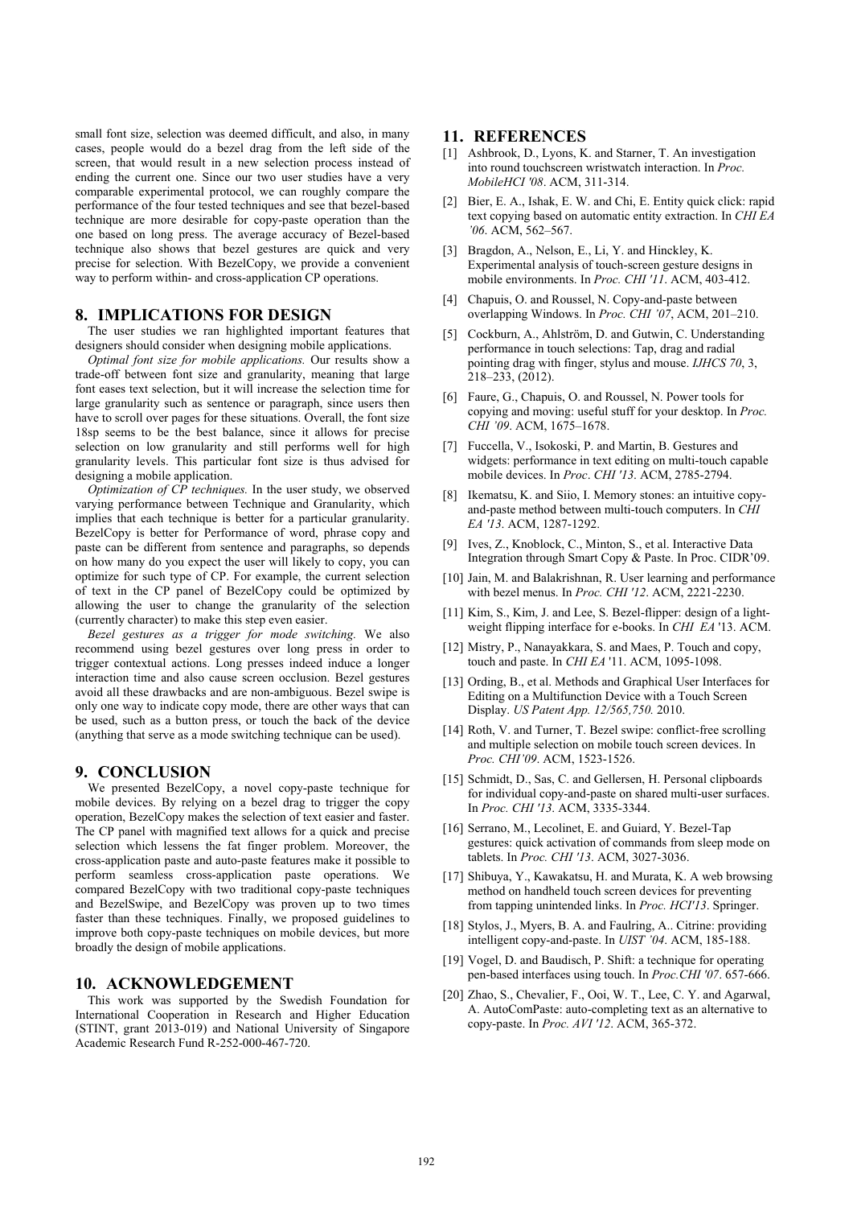small font size, selection was deemed difficult, and also, in many cases, people would do a bezel drag from the left side of the screen, that would result in a new selection process instead of ending the current one. Since our two user studies have a very comparable experimental protocol, we can roughly compare the performance of the four tested techniques and see that bezel-based technique are more desirable for copy-paste operation than the one based on long press. The average accuracy of Bezel-based technique also shows that bezel gestures are quick and very precise for selection. With BezelCopy, we provide a convenient way to perform within- and cross-application CP operations.

## 8. IMPLICATIONS FOR DESIGN

The user studies we ran highlighted important features that designers should consider when designing mobile applications.

*Optimal font size for mobile applications.* Our results show a trade-off between font size and granularity, meaning that large font eases text selection, but it will increase the selection time for large granularity such as sentence or paragraph, since users then have to scroll over pages for these situations. Overall, the font size 18sp seems to be the best balance, since it allows for precise selection on low granularity and still performs well for high granularity levels. This particular font size is thus advised for designing a mobile application.

*Optimization of CP techniques.* In the user study, we observed varying performance between Technique and Granularity, which implies that each technique is better for a particular granularity. BezelCopy is better for Performance of word, phrase copy and paste can be different from sentence and paragraphs, so depends on how many do you expect the user will likely to copy, you can optimize for such type of CP. For example, the current selection of text in the CP panel of BezelCopy could be optimized by allowing the user to change the granularity of the selection (currently character) to make this step even easier.

*Bezel gestures as a trigger for mode switching.* We also recommend using bezel gestures over long press in order to trigger contextual actions. Long presses indeed induce a longer interaction time and also cause screen occlusion. Bezel gestures avoid all these drawbacks and are non-ambiguous. Bezel swipe is only one way to indicate copy mode, there are other ways that can be used, such as a button press, or touch the back of the device (anything that serve as a mode switching technique can be used).

## 9. CONCLUSION

We presented BezelCopy, a novel copy-paste technique for mobile devices. By relying on a bezel drag to trigger the copy operation, BezelCopy makes the selection of text easier and faster. The CP panel with magnified text allows for a quick and precise selection which lessens the fat finger problem. Moreover, the cross-application paste and auto-paste features make it possible to perform seamless cross-application paste operations. We compared BezelCopy with two traditional copy-paste techniques and BezelSwipe, and BezelCopy was proven up to two times faster than these techniques. Finally, we proposed guidelines to improve both copy-paste techniques on mobile devices, but more broadly the design of mobile applications.

## 10. ACKNOWLEDGEMENT

This work was supported by the Swedish Foundation for International Cooperation in Research and Higher Education (STINT, grant 2013-019) and National University of Singapore Academic Research Fund R-252-000-467-720.

## 11. REFERENCES

[1] Ashbrook, D., Lyons, K. and Starner, T. An investigation into round touchscreen wristwatch interaction. In *Proc. MobileHCI '08*. ACM, 311-314.

[2] Bier, E. A., Ishak, E. W. and Chi, E. Entity quick click: rapid text copying based on automatic entity extraction. In *CHI EA '06*. ACM, 562–567.

[3] Bragdon, A., Nelson, E., Li, Y. and Hinckley, K. Experimental analysis of touch-screen gesture designs in mobile environments. In *Proc. CHI '11*. ACM, 403-412.

[4] Chapuis, O. and Roussel, N. Copy-and-paste between overlapping Windows. In *Proc. CHI '07*, ACM, 201–210.

[5] Cockburn, A., Ahlström, D. and Gutwin, C. Understanding performance in touch selections: Tap, drag and radial pointing drag with finger, stylus and mouse. *IJHCS 70*, 3, 218–233, (2012).

[6] Faure, G., Chapuis, O. and Roussel, N. Power tools for copying and moving: useful stuff for your desktop. In *Proc. CHI '09*. ACM, 1675–1678.

[7] Fuccella, V., Isokoski, P. and Martin, B. Gestures and widgets: performance in text editing on multi-touch capable mobile devices. In *Proc*. *CHI '13*. ACM, 2785-2794.

[8] Ikematsu, K. and Siio, I. Memory stones: an intuitive copy-and-paste method between multi-touch computers. In *CHI EA '13*. ACM, 1287-1292.

[9] Ives, Z., Knoblock, C., Minton, S., et al. Interactive Data Integration through Smart Copy & Paste. In Proc. CIDR'09.

[10] Jain, M. and Balakrishnan, R. User learning and performance with bezel menus. In *Proc. CHI '12*. ACM, 2221-2230.

[11] Kim, S., Kim, J. and Lee, S. Bezel-flipper: design of a light-weight flipping interface for e-books. In *CHI EA* '13. ACM.

[12] Mistry, P., Nanayakkara, S. and Maes, P. Touch and copy, touch and paste. In *CHI EA* '11. ACM, 1095-1098.

[13] Ording, B., et al. Methods and Graphical User Interfaces for Editing on a Multifunction Device with a Touch Screen Display. *US Patent App. 12/565,750.* 2010.

[14] Roth, V. and Turner, T. Bezel swipe: conflict-free scrolling and multiple selection on mobile touch screen devices. In *Proc. CHI'09*. ACM, 1523-1526.

[15] Schmidt, D., Sas, C. and Gellersen, H. Personal clipboards for individual copy-and-paste on shared multi-user surfaces. In *Proc. CHI '13.* ACM, 3335-3344.

[16] Serrano, M., Lecolinet, E. and Guiard, Y. Bezel-Tap gestures: quick activation of commands from sleep mode on tablets. In *Proc. CHI '13*. ACM, 3027-3036.

[17] Shibuya, Y., Kawakatsu, H. and Murata, K. A web browsing method on handheld touch screen devices for preventing from tapping unintended links. In *Proc. HCI'13*. Springer.

[18] Stylos, J., Myers, B. A. and Faulring, A.. Citrine: providing intelligent copy-and-paste. In *UIST '04*. ACM, 185-188.

[19] Vogel, D. and Baudisch, P. Shift: a technique for operating pen-based interfaces using touch. In *Proc.CHI '07*. 657-666.

[20] Zhao, S., Chevalier, F., Ooi, W. T., Lee, C. Y. and Agarwal, A. AutoComPaste: auto-completing text as an alternative to copy-paste. In *Proc. AVI '12*. ACM, 365-372.